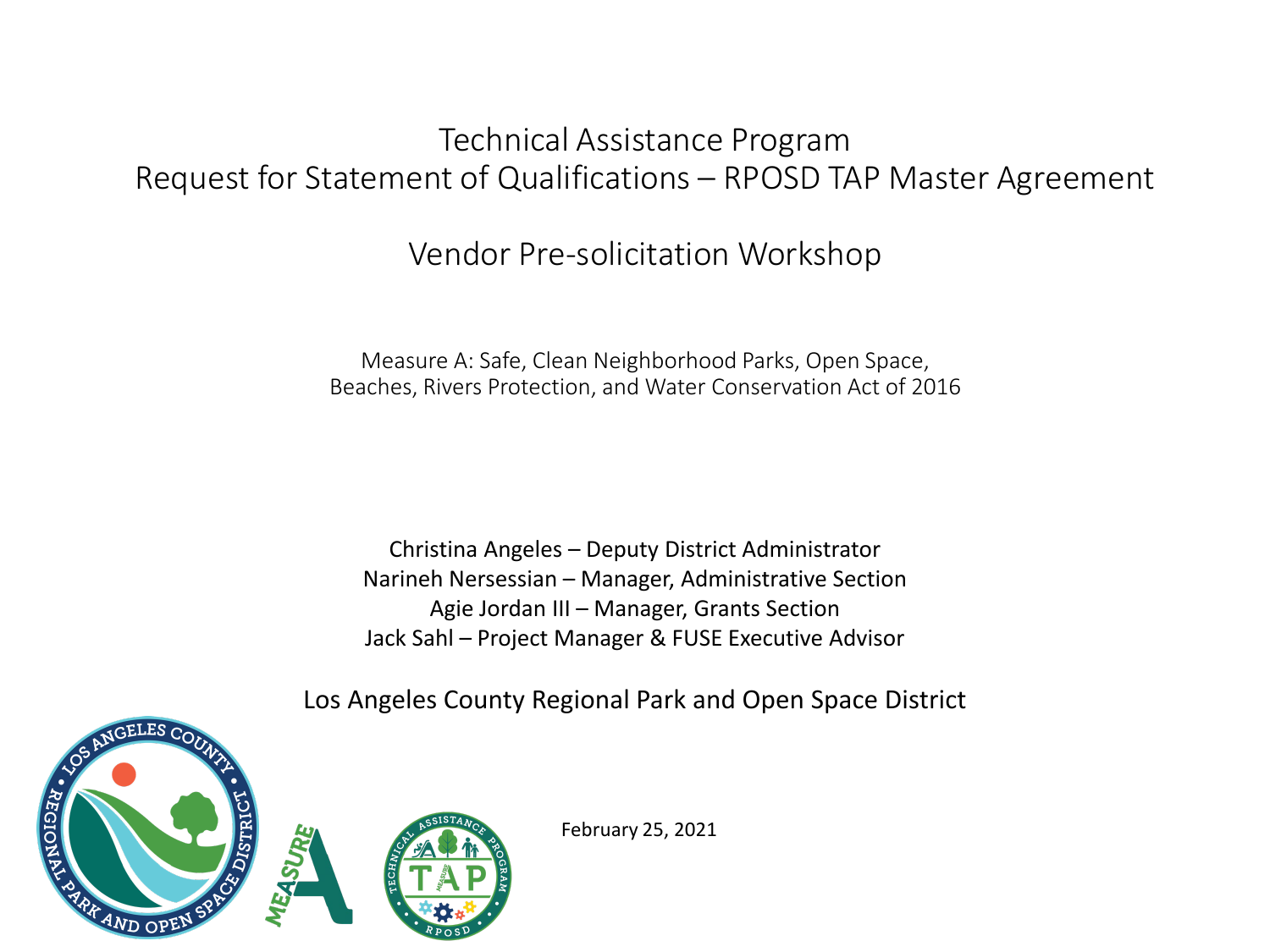# Technical Assistance Program
# Request for Statement of Qualifications – RPOSD TAP Master Agreement

## Vendor Pre-solicitation Workshop

Measure A: Safe, Clean Neighborhood Parks, Open Space, Beaches, Rivers Protection, and Water Conservation Act of 2016

Christina Angeles – Deputy District Administrator
Narineh Nersessian – Manager, Administrative Section
Agie Jordan III – Manager, Grants Section
Jack Sahl – Project Manager & FUSE Executive Advisor

Los Angeles County Regional Park and Open Space District

February 25, 2021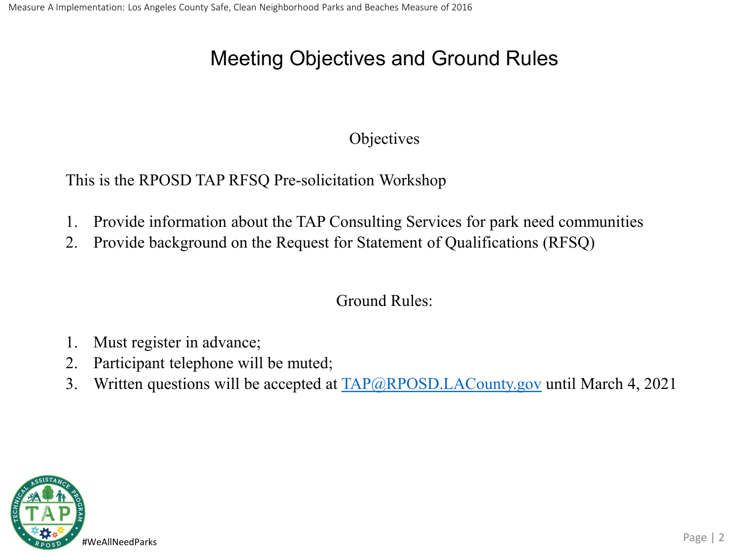# Meeting Objectives and Ground Rules

## Objectives

This is the RPOSD TAP RFSQ Pre-solicitation Workshop

1. Provide information about the TAP Consulting Services for park need communities
2. Provide background on the Request for Statement of Qualifications (RFSQ)

## Ground Rules:

1. Must register in advance;
2. Participant telephone will be muted;
3. Written questions will be accepted at TAP@RPOSD.LACounty.gov until March 4, 2021

#WeAllNeedParks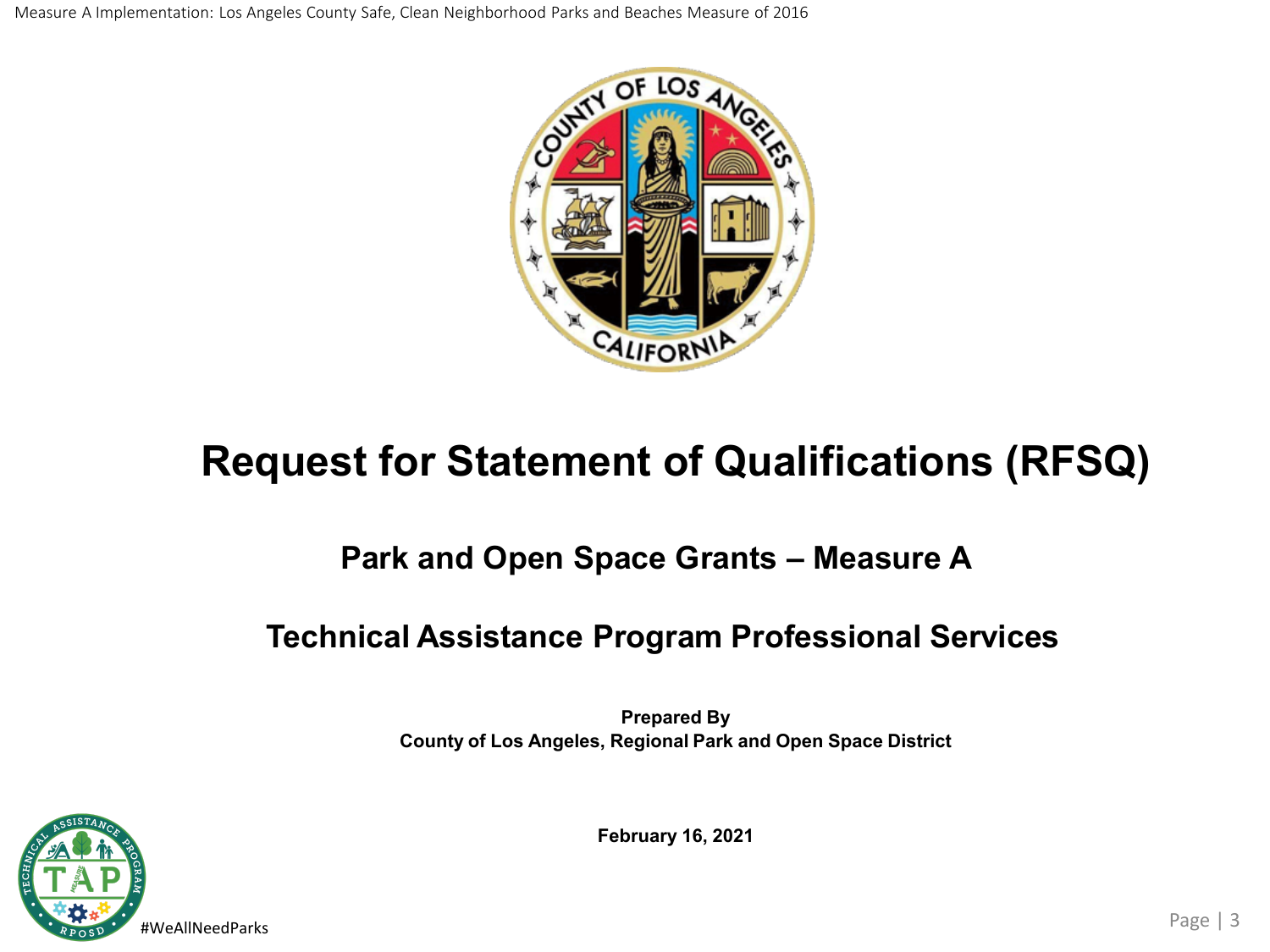# Request for Statement of Qualifications (RFSQ)

## Park and Open Space Grants – Measure A

## Technical Assistance Program Professional Services

**Prepared By**
**County of Los Angeles, Regional Park and Open Space District**

**February 16, 2021**

#WeAllNeedParks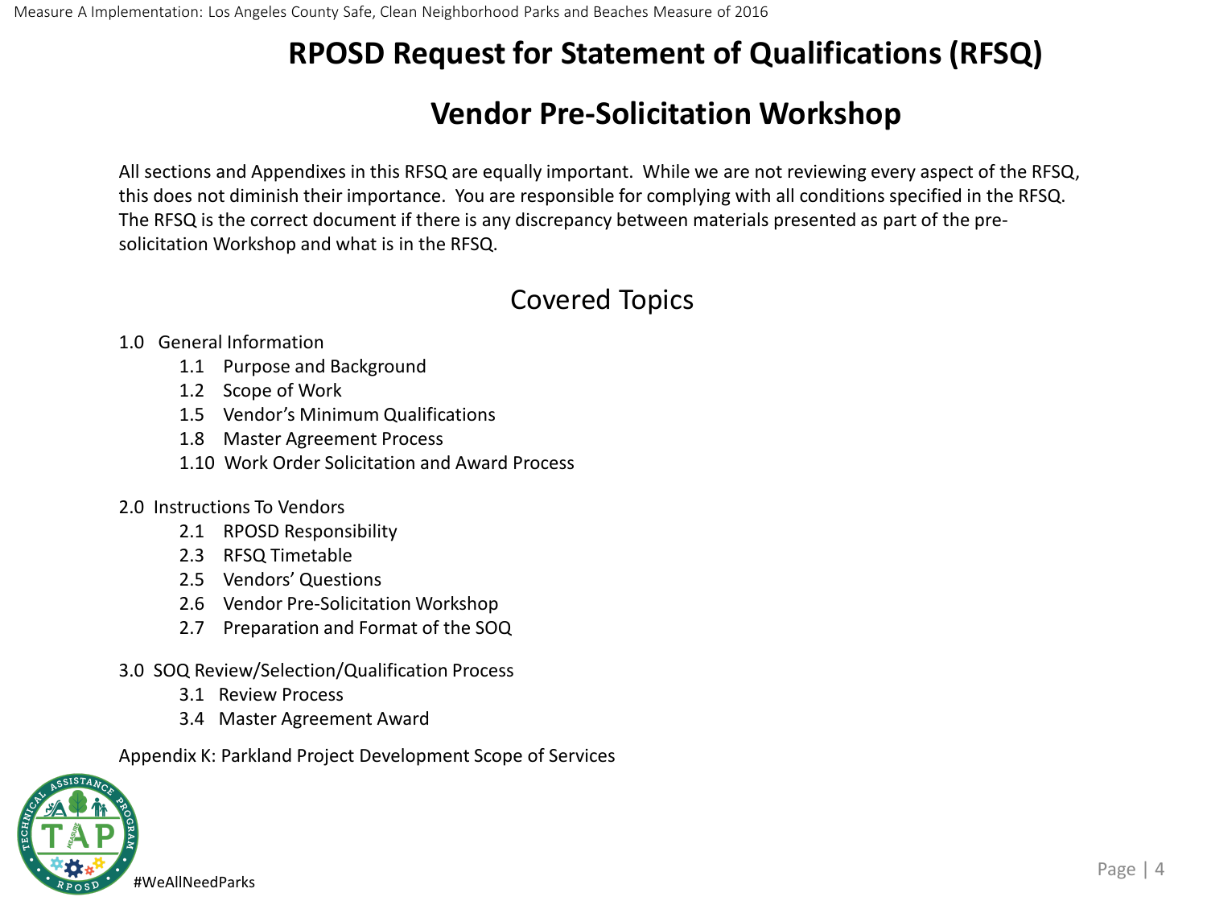# RPOSD Request for Statement of Qualifications (RFSQ)

## Vendor Pre-Solicitation Workshop

All sections and Appendixes in this RFSQ are equally important. While we are not reviewing every aspect of the RFSQ, this does not diminish their importance. You are responsible for complying with all conditions specified in the RFSQ. The RFSQ is the correct document if there is any discrepancy between materials presented as part of the pre-solicitation Workshop and what is in the RFSQ.

## Covered Topics

1.0 General Information
- 1.1 Purpose and Background
- 1.2 Scope of Work
- 1.5 Vendor's Minimum Qualifications
- 1.8 Master Agreement Process
- 1.10 Work Order Solicitation and Award Process

2.0 Instructions To Vendors
- 2.1 RPOSD Responsibility
- 2.3 RFSQ Timetable
- 2.5 Vendors' Questions
- 2.6 Vendor Pre-Solicitation Workshop
- 2.7 Preparation and Format of the SOQ

3.0 SOQ Review/Selection/Qualification Process
- 3.1 Review Process
- 3.4 Master Agreement Award

Appendix K: Parkland Project Development Scope of Services

#WeAllNeedParks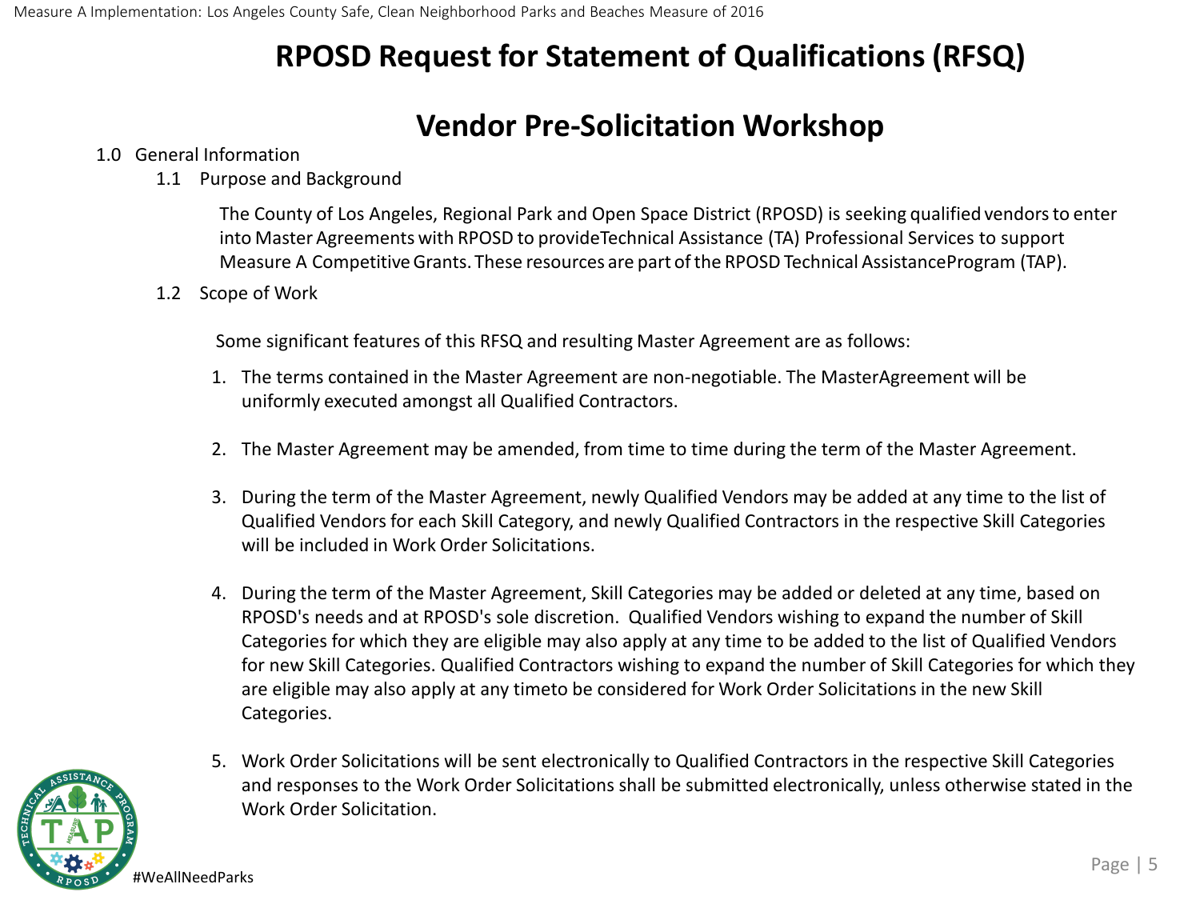# RPOSD Request for Statement of Qualifications (RFSQ)

# Vendor Pre-Solicitation Workshop

1.0 General Information

1.1 Purpose and Background

The County of Los Angeles, Regional Park and Open Space District (RPOSD) is seeking qualified vendors to enter into Master Agreements with RPOSD to provideTechnical Assistance (TA) Professional Services to support Measure A Competitive Grants. These resources are part of the RPOSD Technical AssistanceProgram (TAP).

1.2 Scope of Work

Some significant features of this RFSQ and resulting Master Agreement are as follows:

1. The terms contained in the Master Agreement are non-negotiable. The MasterAgreement will be uniformly executed amongst all Qualified Contractors.

2. The Master Agreement may be amended, from time to time during the term of the Master Agreement.

3. During the term of the Master Agreement, newly Qualified Vendors may be added at any time to the list of Qualified Vendors for each Skill Category, and newly Qualified Contractors in the respective Skill Categories will be included in Work Order Solicitations.

4. During the term of the Master Agreement, Skill Categories may be added or deleted at any time, based on RPOSD's needs and at RPOSD's sole discretion. Qualified Vendors wishing to expand the number of Skill Categories for which they are eligible may also apply at any time to be added to the list of Qualified Vendors for new Skill Categories. Qualified Contractors wishing to expand the number of Skill Categories for which they are eligible may also apply at any timeto be considered for Work Order Solicitations in the new Skill Categories.

5. Work Order Solicitations will be sent electronically to Qualified Contractors in the respective Skill Categories and responses to the Work Order Solicitations shall be submitted electronically, unless otherwise stated in the Work Order Solicitation.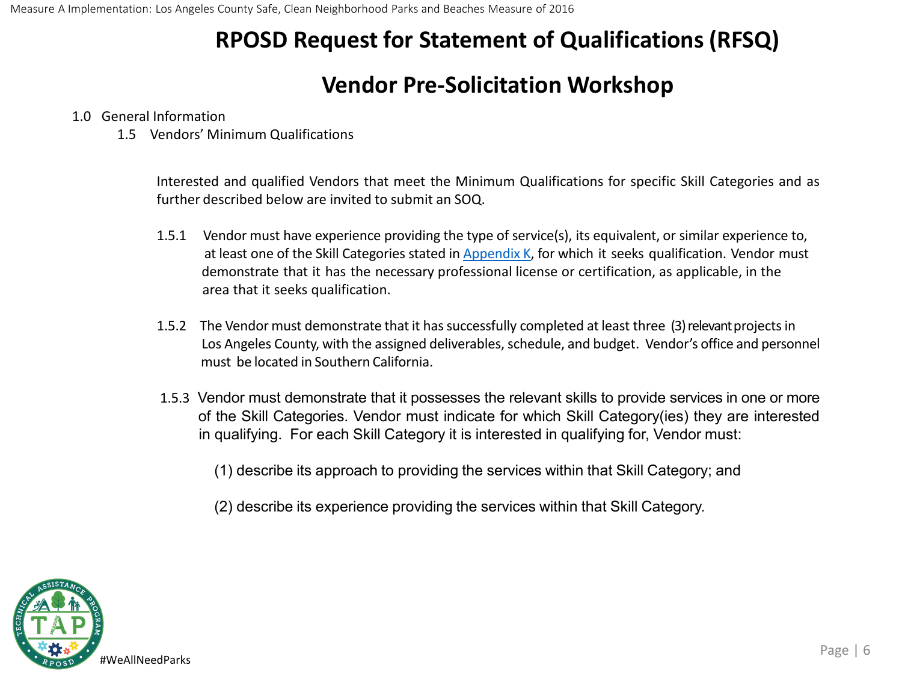# RPOSD Request for Statement of Qualifications (RFSQ)

# Vendor Pre-Solicitation Workshop

1.0 General Information

1.5 Vendors' Minimum Qualifications

Interested and qualified Vendors that meet the Minimum Qualifications for specific Skill Categories and as further described below are invited to submit an SOQ.

1.5.1 Vendor must have experience providing the type of service(s), its equivalent, or similar experience to, at least one of the Skill Categories stated in Appendix K, for which it seeks qualification. Vendor must demonstrate that it has the necessary professional license or certification, as applicable, in the area that it seeks qualification.

1.5.2 The Vendor must demonstrate that it has successfully completed at least three (3) relevant projects in Los Angeles County, with the assigned deliverables, schedule, and budget. Vendor's office and personnel must be located in Southern California.

1.5.3 Vendor must demonstrate that it possesses the relevant skills to provide services in one or more of the Skill Categories. Vendor must indicate for which Skill Category(ies) they are interested in qualifying. For each Skill Category it is interested in qualifying for, Vendor must:

(1) describe its approach to providing the services within that Skill Category; and

(2) describe its experience providing the services within that Skill Category.

#WeAllNeedParks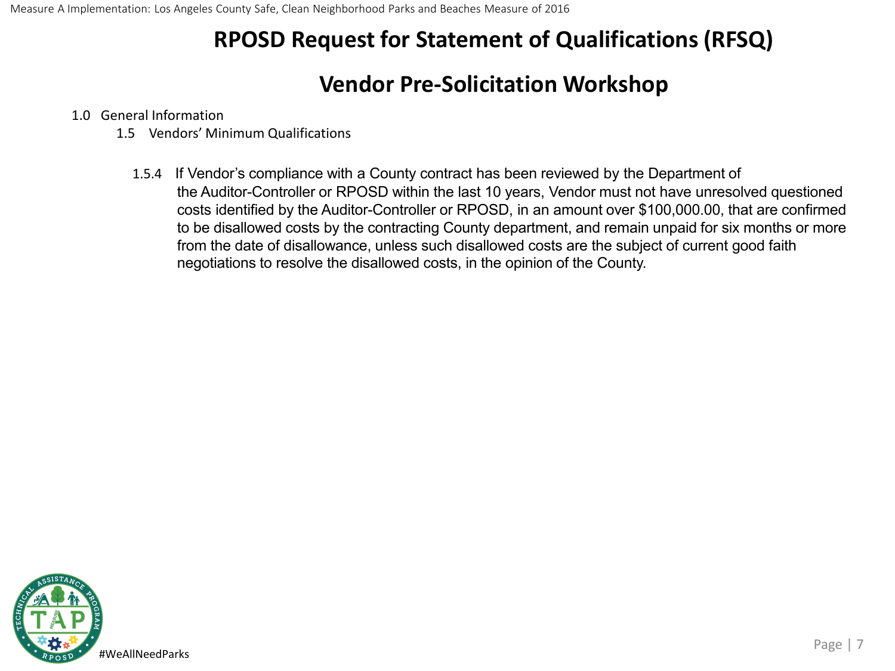# RPOSD Request for Statement of Qualifications (RFSQ)

# Vendor Pre-Solicitation Workshop

1.0 General Information

1.5 Vendors' Minimum Qualifications

1.5.4 If Vendor's compliance with a County contract has been reviewed by the Department of the Auditor-Controller or RPOSD within the last 10 years, Vendor must not have unresolved questioned costs identified by the Auditor-Controller or RPOSD, in an amount over $100,000.00, that are confirmed to be disallowed costs by the contracting County department, and remain unpaid for six months or more from the date of disallowance, unless such disallowed costs are the subject of current good faith negotiations to resolve the disallowed costs, in the opinion of the County.

#WeAllNeedParks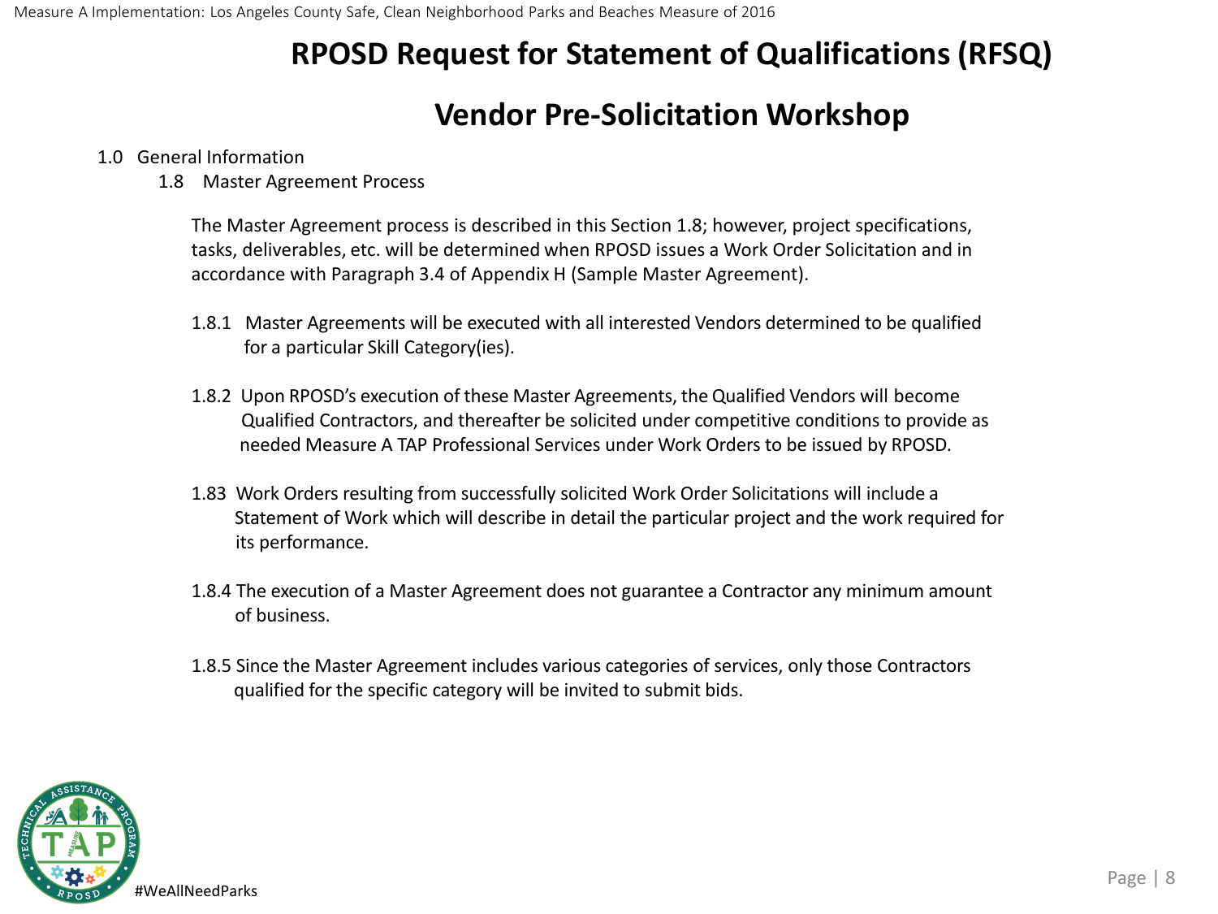# RPOSD Request for Statement of Qualifications (RFSQ)

# Vendor Pre-Solicitation Workshop

1.0 General Information

1.8 Master Agreement Process

The Master Agreement process is described in this Section 1.8; however, project specifications, tasks, deliverables, etc. will be determined when RPOSD issues a Work Order Solicitation and in accordance with Paragraph 3.4 of Appendix H (Sample Master Agreement).

1.8.1 Master Agreements will be executed with all interested Vendors determined to be qualified for a particular Skill Category(ies).

1.8.2 Upon RPOSD's execution of these Master Agreements, the Qualified Vendors will become Qualified Contractors, and thereafter be solicited under competitive conditions to provide as needed Measure A TAP Professional Services under Work Orders to be issued by RPOSD.

1.83 Work Orders resulting from successfully solicited Work Order Solicitations will include a Statement of Work which will describe in detail the particular project and the work required for its performance.

1.8.4 The execution of a Master Agreement does not guarantee a Contractor any minimum amount of business.

1.8.5 Since the Master Agreement includes various categories of services, only those Contractors qualified for the specific category will be invited to submit bids.

#WeAllNeedParks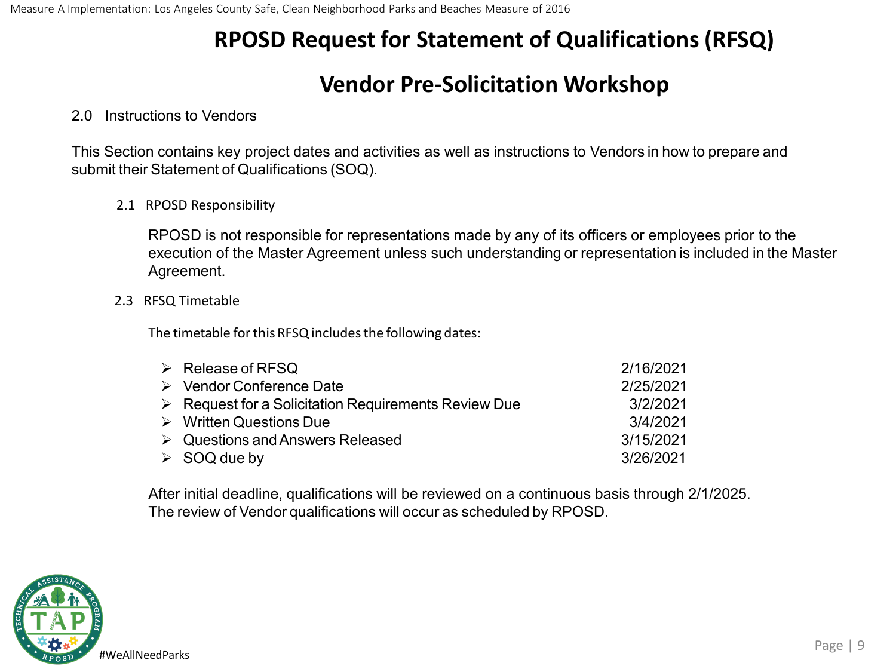# RPOSD Request for Statement of Qualifications (RFSQ)

# Vendor Pre-Solicitation Workshop

## 2.0 Instructions to Vendors

This Section contains key project dates and activities as well as instructions to Vendors in how to prepare and submit their Statement of Qualifications (SOQ).

### 2.1 RPOSD Responsibility

RPOSD is not responsible for representations made by any of its officers or employees prior to the execution of the Master Agreement unless such understanding or representation is included in the Master Agreement.

### 2.3 RFSQ Timetable

The timetable for this RFSQ includes the following dates:

| | |
|---|---|
| ➢ Release of RFSQ | 2/16/2021 |
| ➢ Vendor Conference Date | 2/25/2021 |
| ➢ Request for a Solicitation Requirements Review Due | 3/2/2021 |
| ➢ Written Questions Due | 3/4/2021 |
| ➢ Questions and Answers Released | 3/15/2021 |
| ➢ SOQ due by | 3/26/2021 |

After initial deadline, qualifications will be reviewed on a continuous basis through 2/1/2025. The review of Vendor qualifications will occur as scheduled by RPOSD.

#WeAllNeedParks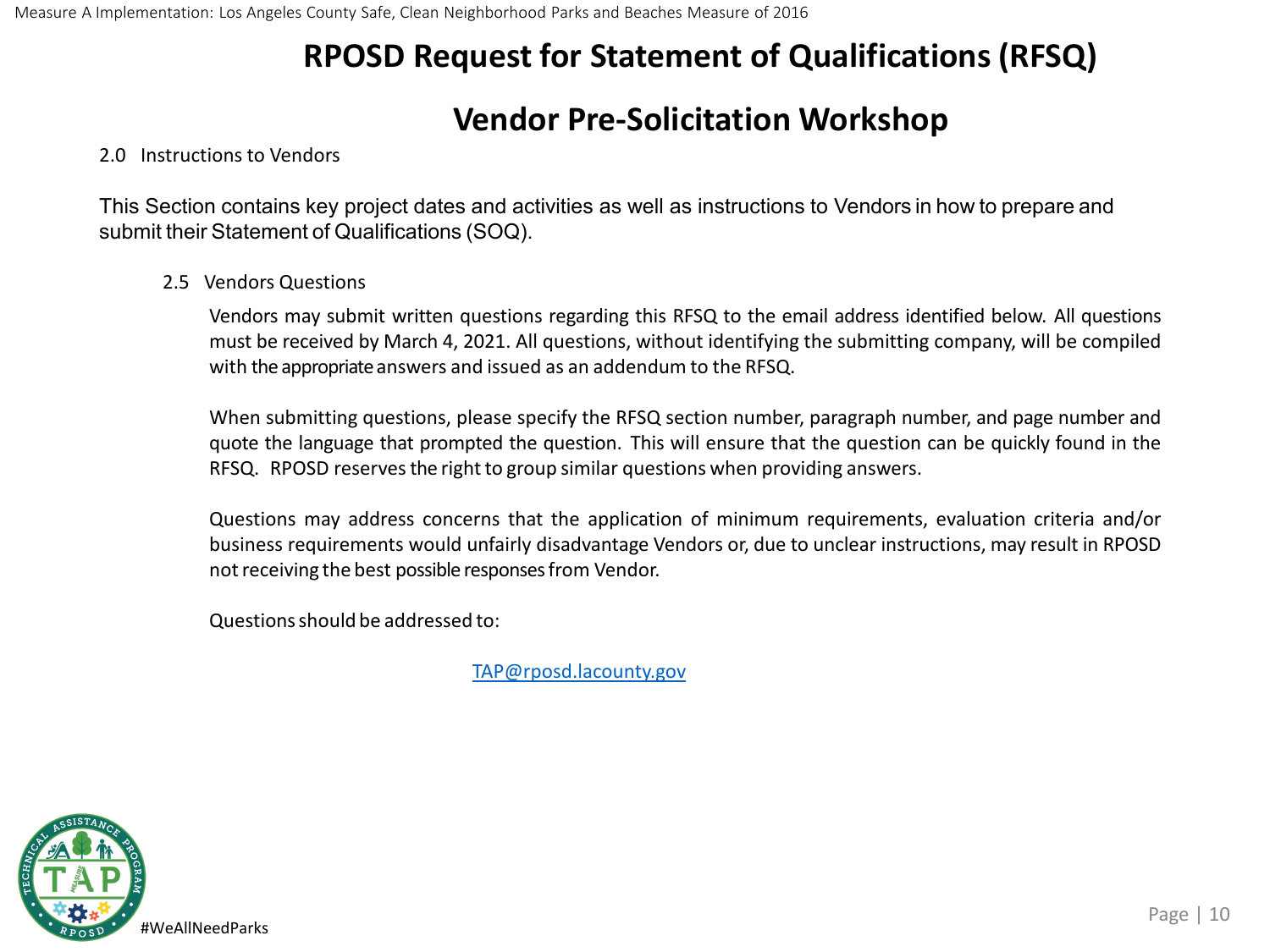# RPOSD Request for Statement of Qualifications (RFSQ)

# Vendor Pre-Solicitation Workshop

2.0 Instructions to Vendors

This Section contains key project dates and activities as well as instructions to Vendors in how to prepare and submit their Statement of Qualifications (SOQ).

2.5 Vendors Questions

Vendors may submit written questions regarding this RFSQ to the email address identified below. All questions must be received by March 4, 2021. All questions, without identifying the submitting company, will be compiled with the appropriate answers and issued as an addendum to the RFSQ.

When submitting questions, please specify the RFSQ section number, paragraph number, and page number and quote the language that prompted the question. This will ensure that the question can be quickly found in the RFSQ. RPOSD reserves the right to group similar questions when providing answers.

Questions may address concerns that the application of minimum requirements, evaluation criteria and/or business requirements would unfairly disadvantage Vendors or, due to unclear instructions, may result in RPOSD not receiving the best possible responses from Vendor.

Questions should be addressed to:

TAP@rposd.lacounty.gov

#WeAllNeedParks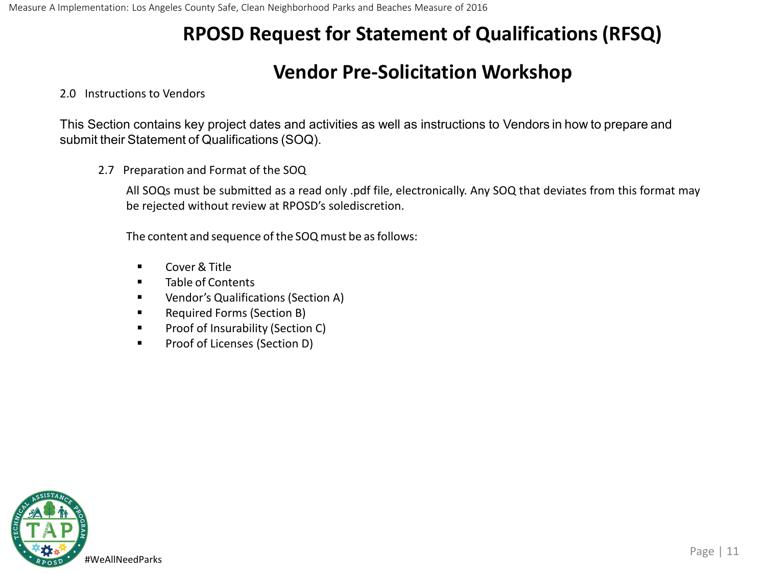# RPOSD Request for Statement of Qualifications (RFSQ)

# Vendor Pre-Solicitation Workshop

2.0 Instructions to Vendors

This Section contains key project dates and activities as well as instructions to Vendors in how to prepare and submit their Statement of Qualifications (SOQ).

2.7 Preparation and Format of the SOQ

All SOQs must be submitted as a read only .pdf file, electronically. Any SOQ that deviates from this format may be rejected without review at RPOSD's solediscretion.

The content and sequence of the SOQ must be as follows:

- Cover & Title
- Table of Contents
- Vendor's Qualifications (Section A)
- Required Forms (Section B)
- Proof of Insurability (Section C)
- Proof of Licenses (Section D)

#WeAllNeedParks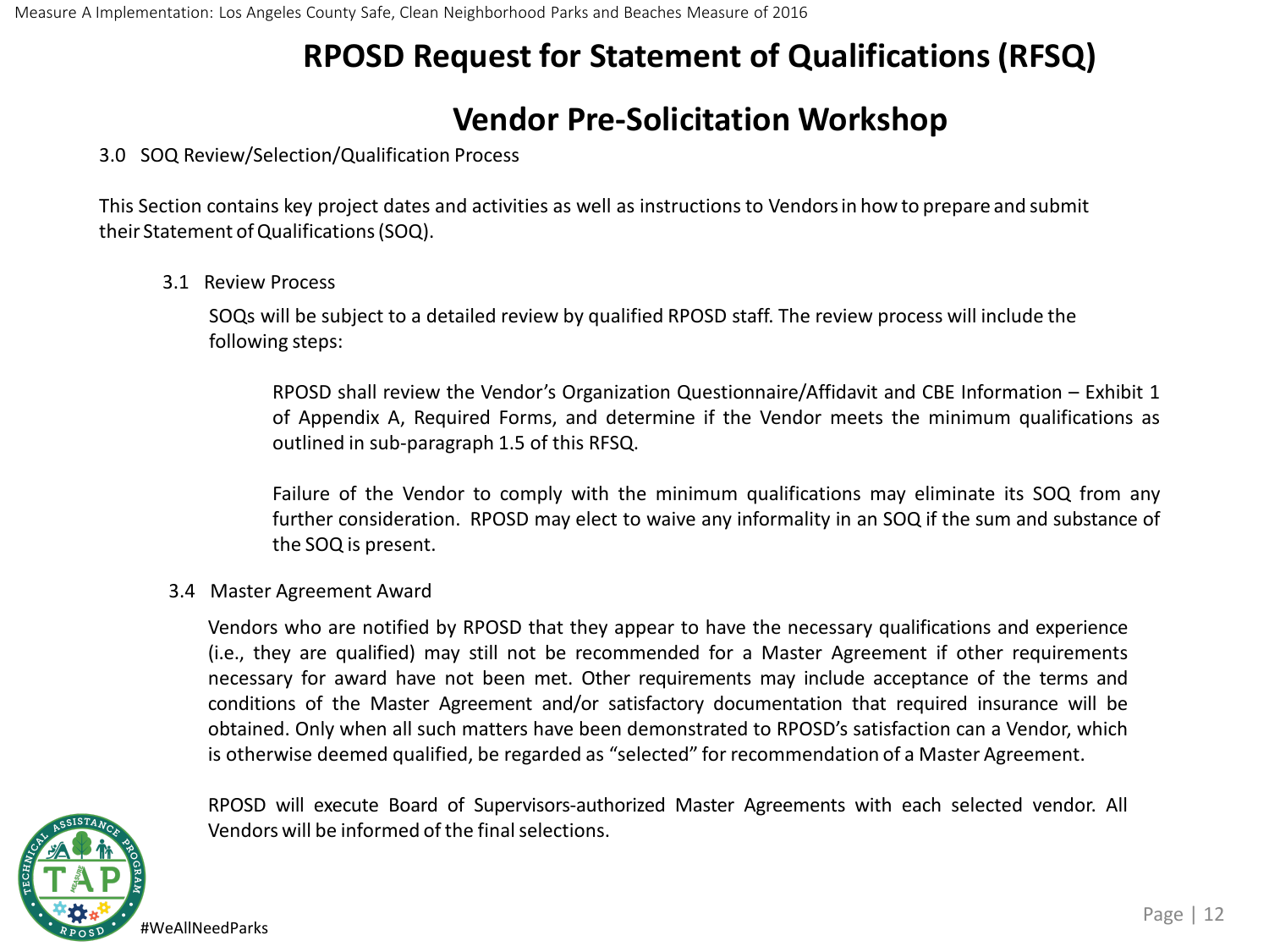# RPOSD Request for Statement of Qualifications (RFSQ)

# Vendor Pre-Solicitation Workshop

3.0 SOQ Review/Selection/Qualification Process

This Section contains key project dates and activities as well as instructions to Vendors in how to prepare and submit their Statement of Qualifications (SOQ).

3.1 Review Process

SOQs will be subject to a detailed review by qualified RPOSD staff. The review process will include the following steps:

RPOSD shall review the Vendor's Organization Questionnaire/Affidavit and CBE Information – Exhibit 1 of Appendix A, Required Forms, and determine if the Vendor meets the minimum qualifications as outlined in sub-paragraph 1.5 of this RFSQ.

Failure of the Vendor to comply with the minimum qualifications may eliminate its SOQ from any further consideration. RPOSD may elect to waive any informality in an SOQ if the sum and substance of the SOQ is present.

3.4 Master Agreement Award

Vendors who are notified by RPOSD that they appear to have the necessary qualifications and experience (i.e., they are qualified) may still not be recommended for a Master Agreement if other requirements necessary for award have not been met. Other requirements may include acceptance of the terms and conditions of the Master Agreement and/or satisfactory documentation that required insurance will be obtained. Only when all such matters have been demonstrated to RPOSD's satisfaction can a Vendor, which is otherwise deemed qualified, be regarded as "selected" for recommendation of a Master Agreement.

RPOSD will execute Board of Supervisors-authorized Master Agreements with each selected vendor. All Vendors will be informed of the final selections.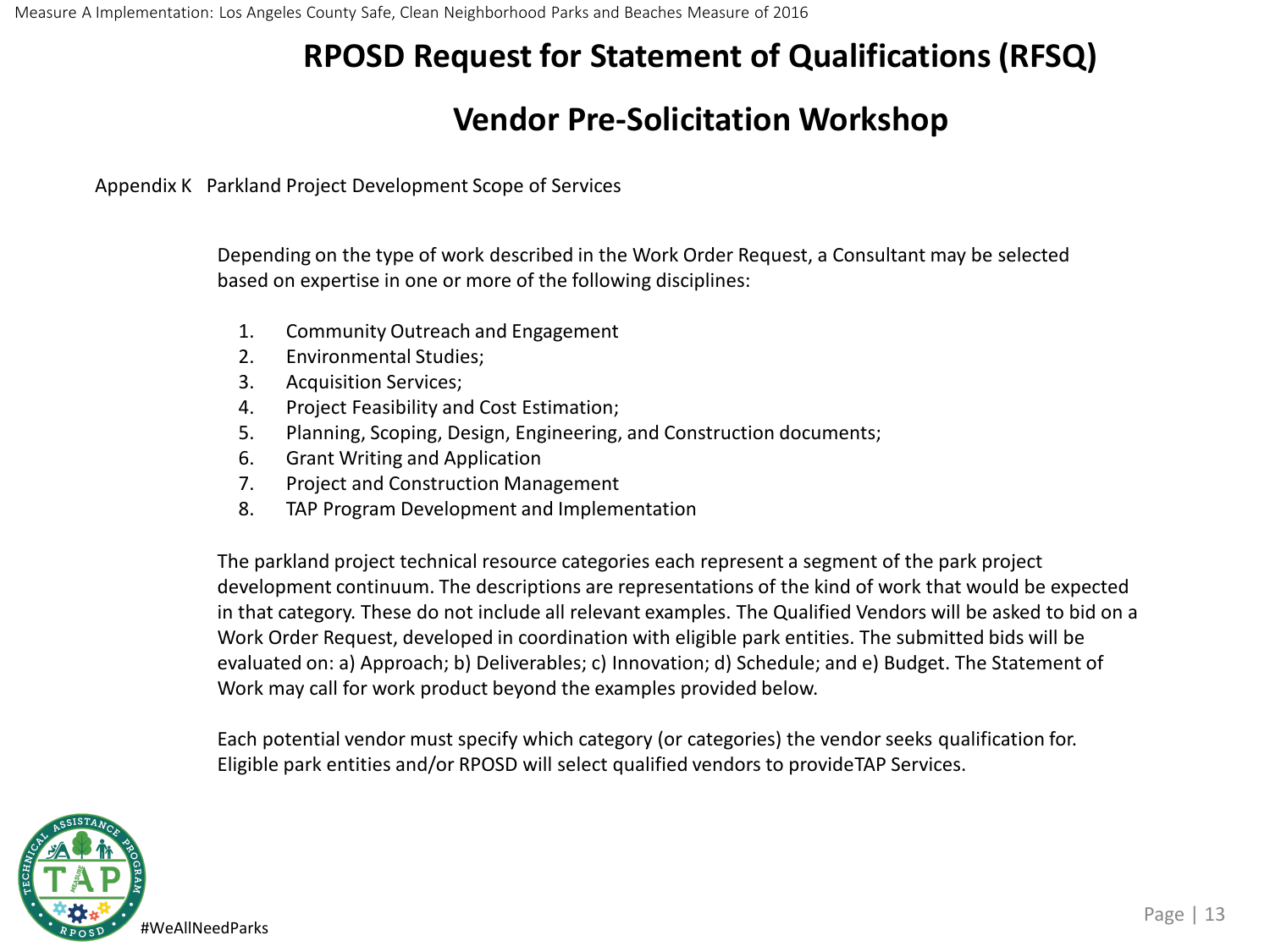# RPOSD Request for Statement of Qualifications (RFSQ)

# Vendor Pre-Solicitation Workshop

Appendix K   Parkland Project Development Scope of Services

Depending on the type of work described in the Work Order Request, a Consultant may be selected based on expertise in one or more of the following disciplines:

1. Community Outreach and Engagement
2. Environmental Studies;
3. Acquisition Services;
4. Project Feasibility and Cost Estimation;
5. Planning, Scoping, Design, Engineering, and Construction documents;
6. Grant Writing and Application
7. Project and Construction Management
8. TAP Program Development and Implementation

The parkland project technical resource categories each represent a segment of the park project development continuum. The descriptions are representations of the kind of work that would be expected in that category. These do not include all relevant examples. The Qualified Vendors will be asked to bid on a Work Order Request, developed in coordination with eligible park entities. The submitted bids will be evaluated on: a) Approach; b) Deliverables; c) Innovation; d) Schedule; and e) Budget. The Statement of Work may call for work product beyond the examples provided below.

Each potential vendor must specify which category (or categories) the vendor seeks qualification for. Eligible park entities and/or RPOSD will select qualified vendors to provideTAP Services.

#WeAllNeedParks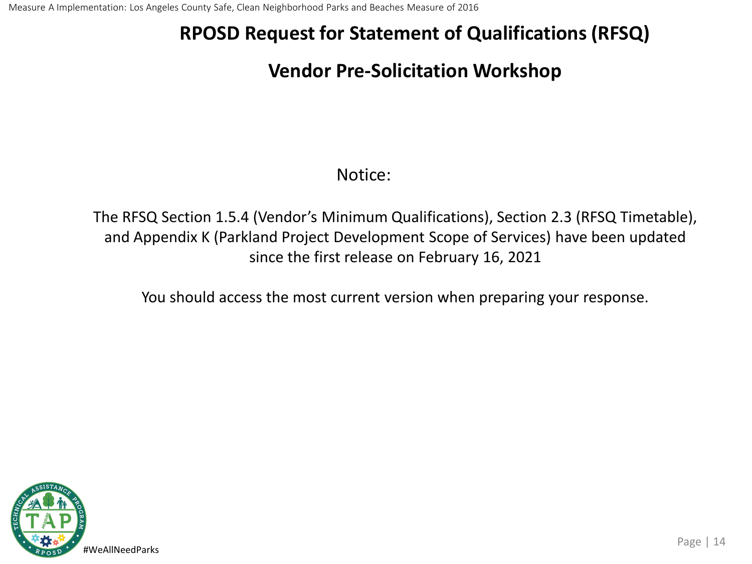# RPOSD Request for Statement of Qualifications (RFSQ)

## Vendor Pre-Solicitation Workshop

Notice:

The RFSQ Section 1.5.4 (Vendor's Minimum Qualifications), Section 2.3 (RFSQ Timetable), and Appendix K (Parkland Project Development Scope of Services) have been updated since the first release on February 16, 2021

You should access the most current version when preparing your response.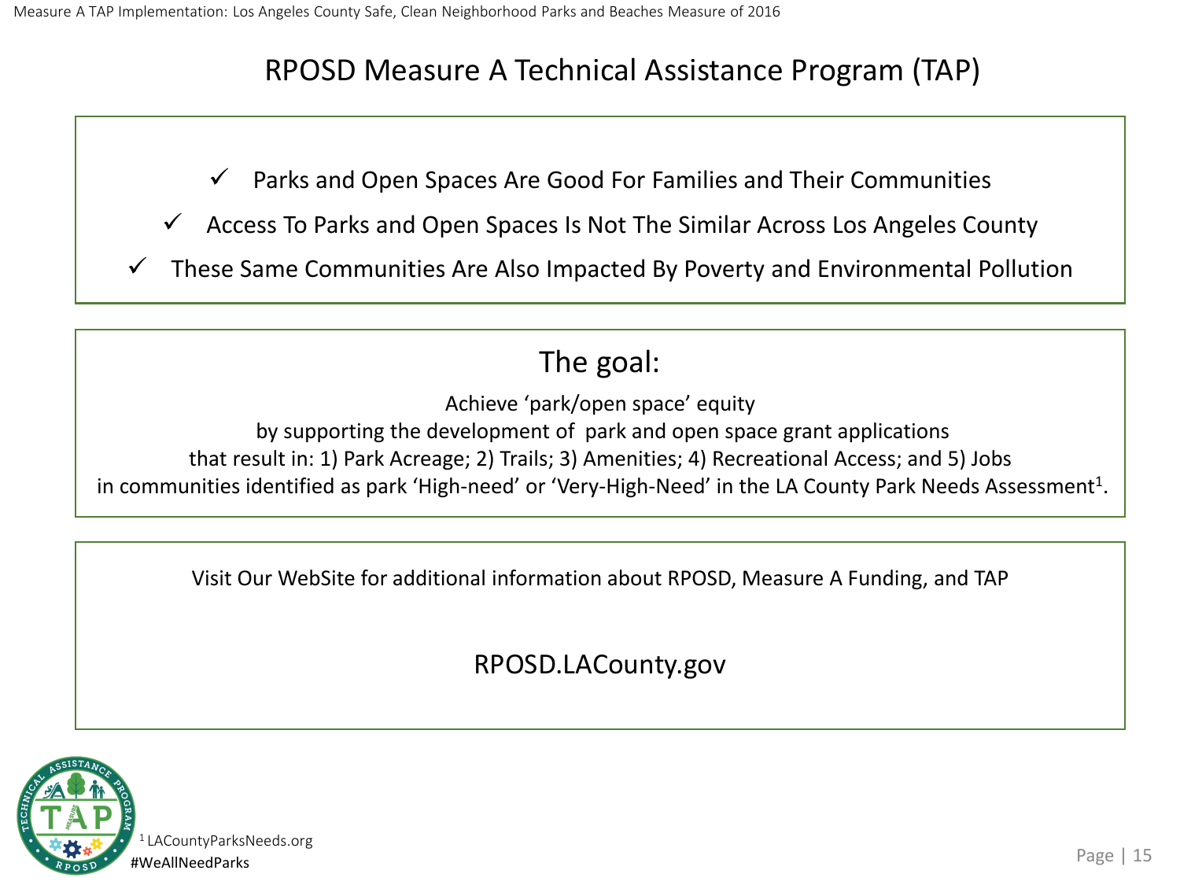# RPOSD Measure A Technical Assistance Program (TAP)

- ✓ Parks and Open Spaces Are Good For Families and Their Communities
- ✓ Access To Parks and Open Spaces Is Not The Similar Across Los Angeles County
- ✓ These Same Communities Are Also Impacted By Poverty and Environmental Pollution

## The goal:

Achieve 'park/open space' equity by supporting the development of park and open space grant applications that result in: 1) Park Acreage; 2) Trails; 3) Amenities; 4) Recreational Access; and 5) Jobs in communities identified as park 'High-need' or 'Very-High-Need' in the LA County Park Needs Assessment[1].

Visit Our WebSite for additional information about RPOSD, Measure A Funding, and TAP

RPOSD.LACounty.gov

[1] LACountyParksNeeds.org

#WeAllNeedParks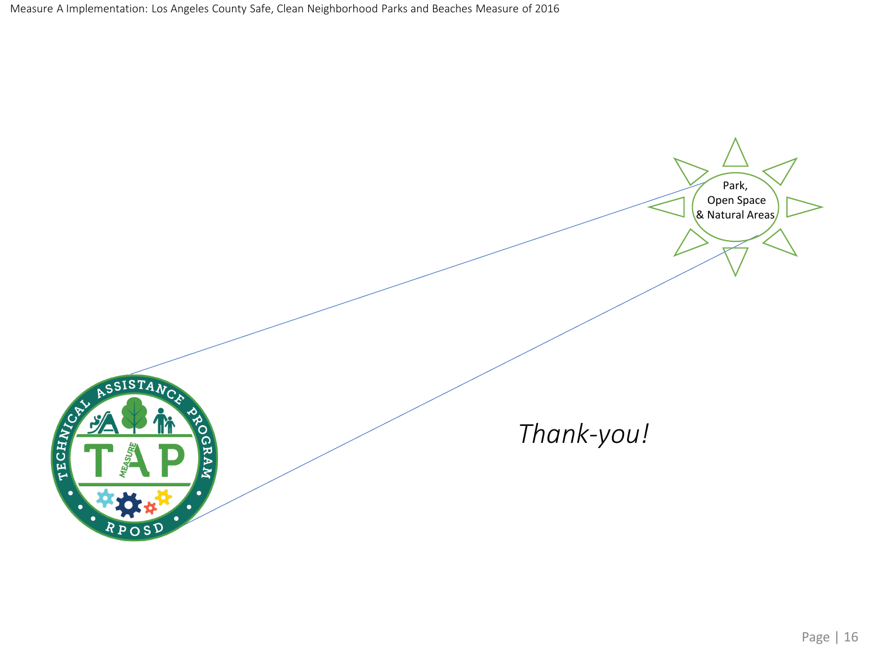Park,
Open Space
& Natural Areas

*Thank-you!*